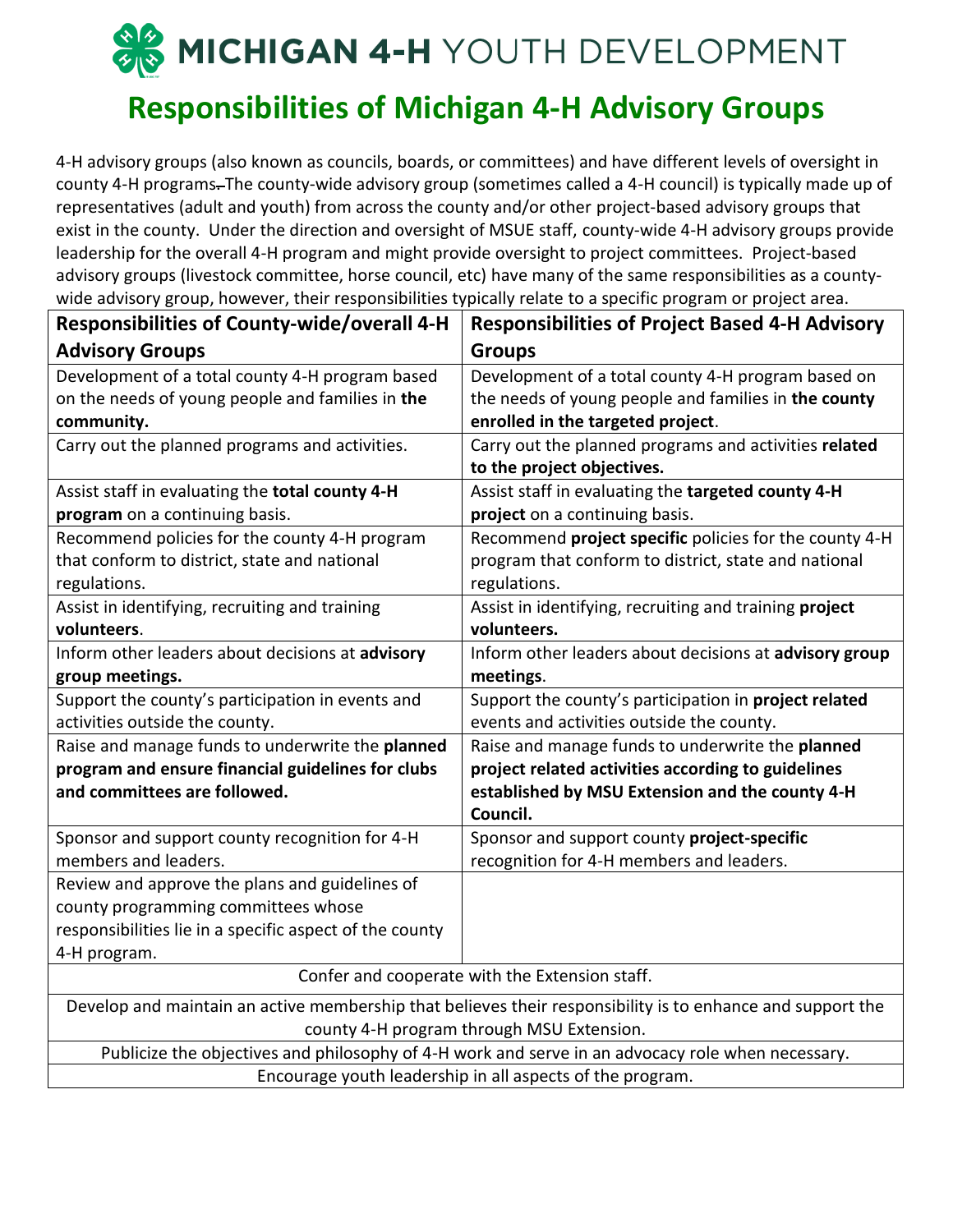# MICHIGAN 4-H YOUTH DEVELOPMENT

## Responsibilities of Michigan 4-H Advisory Groups

4-H advisory groups (also known as councils, boards, or committees) and have different levels of oversight in county 4-H programs. The county-wide advisory group (sometimes called a 4-H council) is typically made up of representatives (adult and youth) from across the county and/or other project-based advisory groups that exist in the county. Under the direction and oversight of MSUE staff, county-wide 4-H advisory groups provide leadership for the overall 4-H program and might provide oversight to project committees. Project-based advisory groups (livestock committee, horse council, etc) have many of the same responsibilities as a county-wide advisory group, however, their responsibilities typically relate to a specific program or project area.

| Responsibilities of County-wide/overall 4-H Advisory Groups | Responsibilities of Project Based 4-H Advisory Groups |
|---|---|
| Development of a total county 4-H program based on the needs of young people and families in **the community.** | Development of a total county 4-H program based on the needs of young people and families in **the county enrolled in the targeted project**. |
| Carry out the planned programs and activities. | Carry out the planned programs and activities **related to the project objectives.** |
| Assist staff in evaluating the **total county 4-H program** on a continuing basis. | Assist staff in evaluating the **targeted county 4-H project** on a continuing basis. |
| Recommend policies for the county 4-H program that conform to district, state and national regulations. | Recommend **project specific** policies for the county 4-H program that conform to district, state and national regulations. |
| Assist in identifying, recruiting and training **volunteers**. | Assist in identifying, recruiting and training **project volunteers.** |
| Inform other leaders about decisions at **advisory group meetings.** | Inform other leaders about decisions at **advisory group meetings**. |
| Support the county's participation in events and activities outside the county. | Support the county's participation in **project related** events and activities outside the county. |
| Raise and manage funds to underwrite the **planned program and ensure financial guidelines for clubs and committees are followed.** | Raise and manage funds to underwrite the **planned project related activities according to guidelines established by MSU Extension and the county 4-H Council.** |
| Sponsor and support county recognition for 4-H members and leaders. | Sponsor and support county **project-specific** recognition for 4-H members and leaders. |
| Review and approve the plans and guidelines of county programming committees whose responsibilities lie in a specific aspect of the county 4-H program. | |
| Confer and cooperate with the Extension staff. | |
| Develop and maintain an active membership that believes their responsibility is to enhance and support the county 4-H program through MSU Extension. | |
| Publicize the objectives and philosophy of 4-H work and serve in an advocacy role when necessary. | |
| Encourage youth leadership in all aspects of the program. | |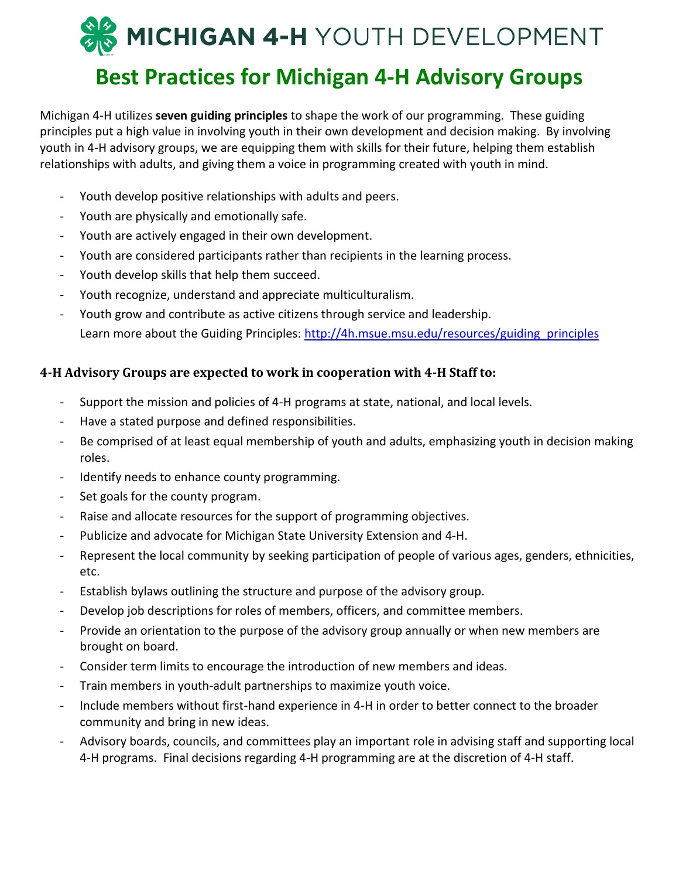# MICHIGAN 4-H YOUTH DEVELOPMENT

## Best Practices for Michigan 4-H Advisory Groups

Michigan 4-H utilizes **seven guiding principles** to shape the work of our programming. These guiding principles put a high value in involving youth in their own development and decision making. By involving youth in 4-H advisory groups, we are equipping them with skills for their future, helping them establish relationships with adults, and giving them a voice in programming created with youth in mind.

- Youth develop positive relationships with adults and peers.
- Youth are physically and emotionally safe.
- Youth are actively engaged in their own development.
- Youth are considered participants rather than recipients in the learning process.
- Youth develop skills that help them succeed.
- Youth recognize, understand and appreciate multiculturalism.
- Youth grow and contribute as active citizens through service and leadership.
  Learn more about the Guiding Principles: [http://4h.msue.msu.edu/resources/guiding_principles](http://4h.msue.msu.edu/resources/guiding_principles)

### 4-H Advisory Groups are expected to work in cooperation with 4-H Staff to:

- Support the mission and policies of 4-H programs at state, national, and local levels.
- Have a stated purpose and defined responsibilities.
- Be comprised of at least equal membership of youth and adults, emphasizing youth in decision making roles.
- Identify needs to enhance county programming.
- Set goals for the county program.
- Raise and allocate resources for the support of programming objectives.
- Publicize and advocate for Michigan State University Extension and 4-H.
- Represent the local community by seeking participation of people of various ages, genders, ethnicities, etc.
- Establish bylaws outlining the structure and purpose of the advisory group.
- Develop job descriptions for roles of members, officers, and committee members.
- Provide an orientation to the purpose of the advisory group annually or when new members are brought on board.
- Consider term limits to encourage the introduction of new members and ideas.
- Train members in youth-adult partnerships to maximize youth voice.
- Include members without first-hand experience in 4-H in order to better connect to the broader community and bring in new ideas.
- Advisory boards, councils, and committees play an important role in advising staff and supporting local 4-H programs. Final decisions regarding 4-H programming are at the discretion of 4-H staff.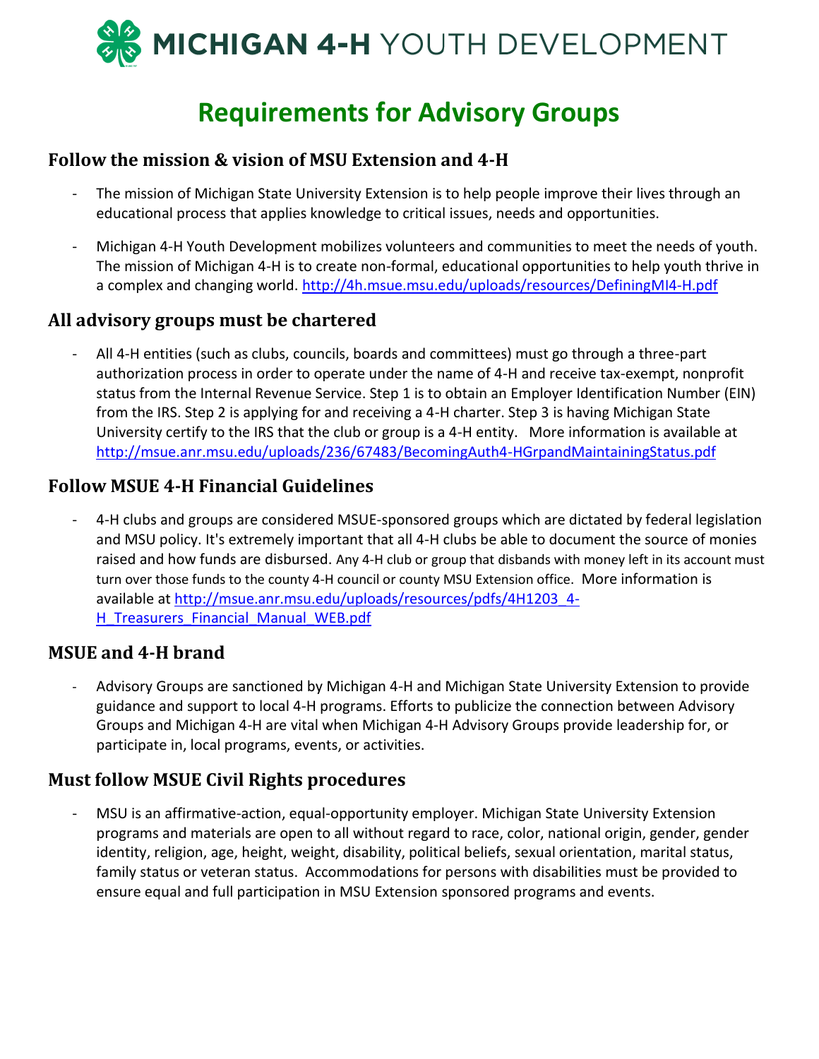# MICHIGAN 4-H YOUTH DEVELOPMENT

## Requirements for Advisory Groups

### Follow the mission & vision of MSU Extension and 4-H

- The mission of Michigan State University Extension is to help people improve their lives through an educational process that applies knowledge to critical issues, needs and opportunities.

- Michigan 4-H Youth Development mobilizes volunteers and communities to meet the needs of youth. The mission of Michigan 4-H is to create non-formal, educational opportunities to help youth thrive in a complex and changing world. http://4h.msue.msu.edu/uploads/resources/DefiningMI4-H.pdf

### All advisory groups must be chartered

- All 4-H entities (such as clubs, councils, boards and committees) must go through a three-part authorization process in order to operate under the name of 4-H and receive tax-exempt, nonprofit status from the Internal Revenue Service. Step 1 is to obtain an Employer Identification Number (EIN) from the IRS. Step 2 is applying for and receiving a 4-H charter. Step 3 is having Michigan State University certify to the IRS that the club or group is a 4-H entity. More information is available at http://msue.anr.msu.edu/uploads/236/67483/BecomingAuth4-HGrpandMaintainingStatus.pdf

### Follow MSUE 4-H Financial Guidelines

- 4-H clubs and groups are considered MSUE-sponsored groups which are dictated by federal legislation and MSU policy. It's extremely important that all 4-H clubs be able to document the source of monies raised and how funds are disbursed. Any 4-H club or group that disbands with money left in its account must turn over those funds to the county 4-H council or county MSU Extension office. More information is available at http://msue.anr.msu.edu/uploads/resources/pdfs/4H1203_4-H_Treasurers_Financial_Manual_WEB.pdf

### MSUE and 4-H brand

- Advisory Groups are sanctioned by Michigan 4-H and Michigan State University Extension to provide guidance and support to local 4-H programs. Efforts to publicize the connection between Advisory Groups and Michigan 4-H are vital when Michigan 4-H Advisory Groups provide leadership for, or participate in, local programs, events, or activities.

### Must follow MSUE Civil Rights procedures

- MSU is an affirmative-action, equal-opportunity employer. Michigan State University Extension programs and materials are open to all without regard to race, color, national origin, gender, gender identity, religion, age, height, weight, disability, political beliefs, sexual orientation, marital status, family status or veteran status. Accommodations for persons with disabilities must be provided to ensure equal and full participation in MSU Extension sponsored programs and events.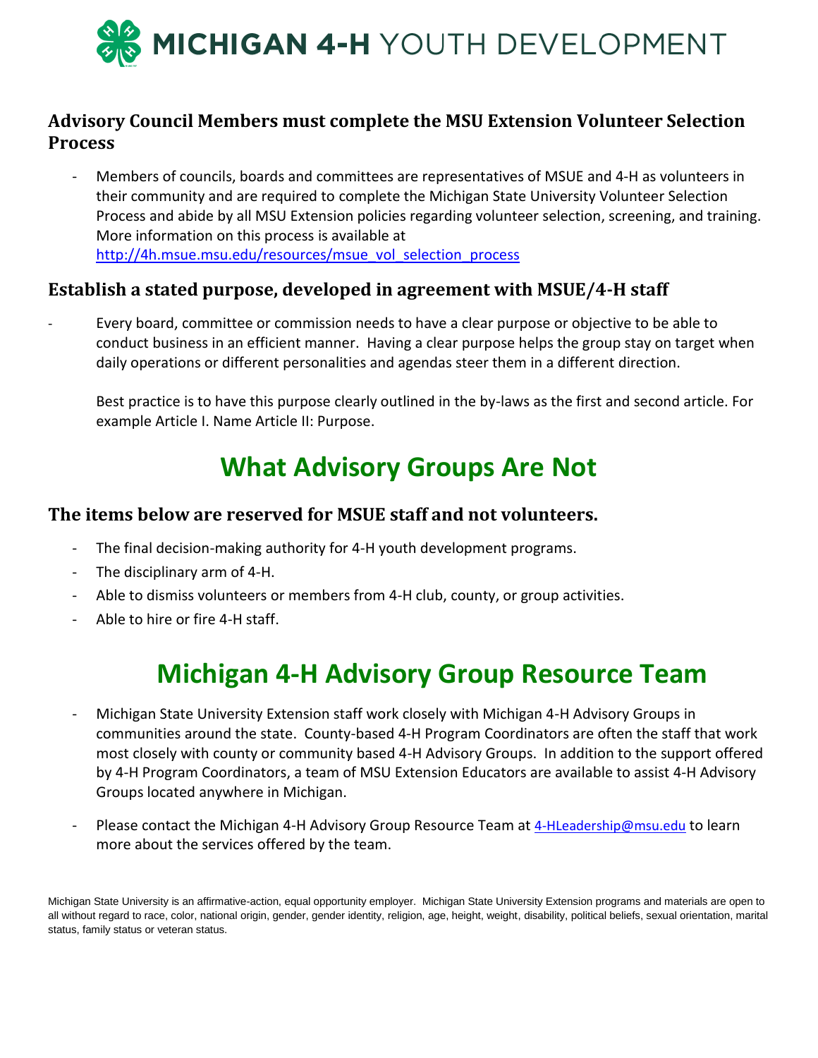# MICHIGAN 4-H YOUTH DEVELOPMENT

### Advisory Council Members must complete the MSU Extension Volunteer Selection Process

- Members of councils, boards and committees are representatives of MSUE and 4-H as volunteers in their community and are required to complete the Michigan State University Volunteer Selection Process and abide by all MSU Extension policies regarding volunteer selection, screening, and training. More information on this process is available at http://4h.msue.msu.edu/resources/msue_vol_selection_process

### Establish a stated purpose, developed in agreement with MSUE/4-H staff

- Every board, committee or commission needs to have a clear purpose or objective to be able to conduct business in an efficient manner. Having a clear purpose helps the group stay on target when daily operations or different personalities and agendas steer them in a different direction.

  Best practice is to have this purpose clearly outlined in the by-laws as the first and second article. For example Article I. Name Article II: Purpose.

## What Advisory Groups Are Not

### The items below are reserved for MSUE staff and not volunteers.

- The final decision-making authority for 4-H youth development programs.
- The disciplinary arm of 4-H.
- Able to dismiss volunteers or members from 4-H club, county, or group activities.
- Able to hire or fire 4-H staff.

## Michigan 4-H Advisory Group Resource Team

- Michigan State University Extension staff work closely with Michigan 4-H Advisory Groups in communities around the state. County-based 4-H Program Coordinators are often the staff that work most closely with county or community based 4-H Advisory Groups. In addition to the support offered by 4-H Program Coordinators, a team of MSU Extension Educators are available to assist 4-H Advisory Groups located anywhere in Michigan.
- Please contact the Michigan 4-H Advisory Group Resource Team at 4-HLeadership@msu.edu to learn more about the services offered by the team.

Michigan State University is an affirmative-action, equal opportunity employer. Michigan State University Extension programs and materials are open to all without regard to race, color, national origin, gender, gender identity, religion, age, height, weight, disability, political beliefs, sexual orientation, marital status, family status or veteran status.